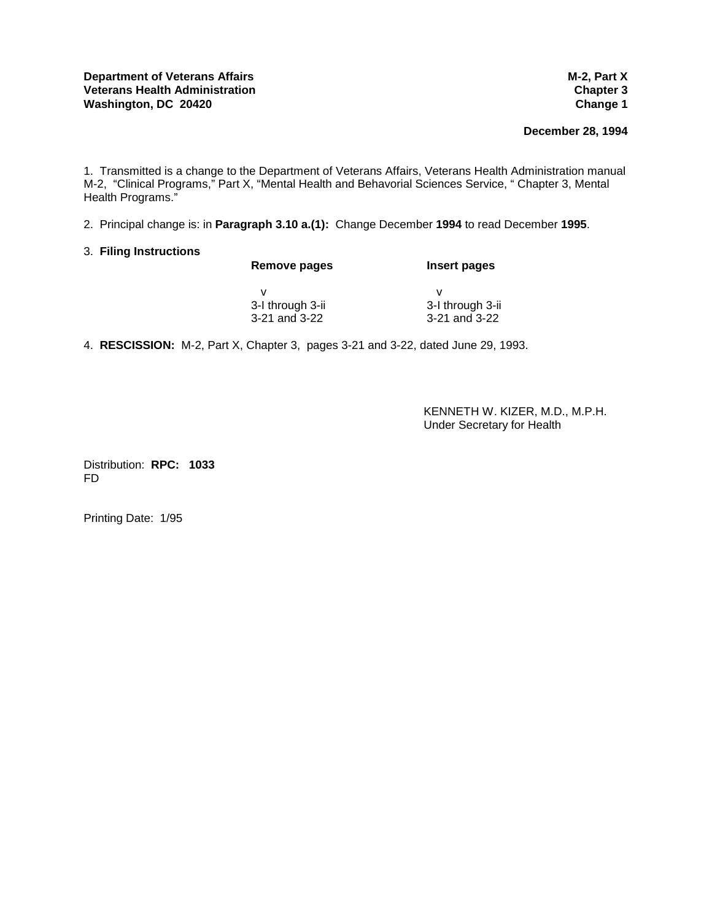**Department of Veterans Affairs**
**Veterans Health Administration**
**Washington, DC 20420**

**M-2, Part X**
**Chapter 3**
**Change 1**

**December 28, 1994**

1. Transmitted is a change to the Department of Veterans Affairs, Veterans Health Administration manual M-2, "Clinical Programs," Part X, "Mental Health and Behavorial Sciences Service, " Chapter 3, Mental Health Programs."

2. Principal change is: in **Paragraph 3.10 a.(1):** Change December **1994** to read December **1995**.

3. **Filing Instructions**

| **Remove pages** | **Insert pages** |
|---|---|
| v | v |
| 3-I through 3-ii | 3-I through 3-ii |
| 3-21 and 3-22 | 3-21 and 3-22 |

4. **RESCISSION:** M-2, Part X, Chapter 3, pages 3-21 and 3-22, dated June 29, 1993.

KENNETH W. KIZER, M.D., M.P.H.
Under Secretary for Health

Distribution: **RPC: 1033**
FD

Printing Date: 1/95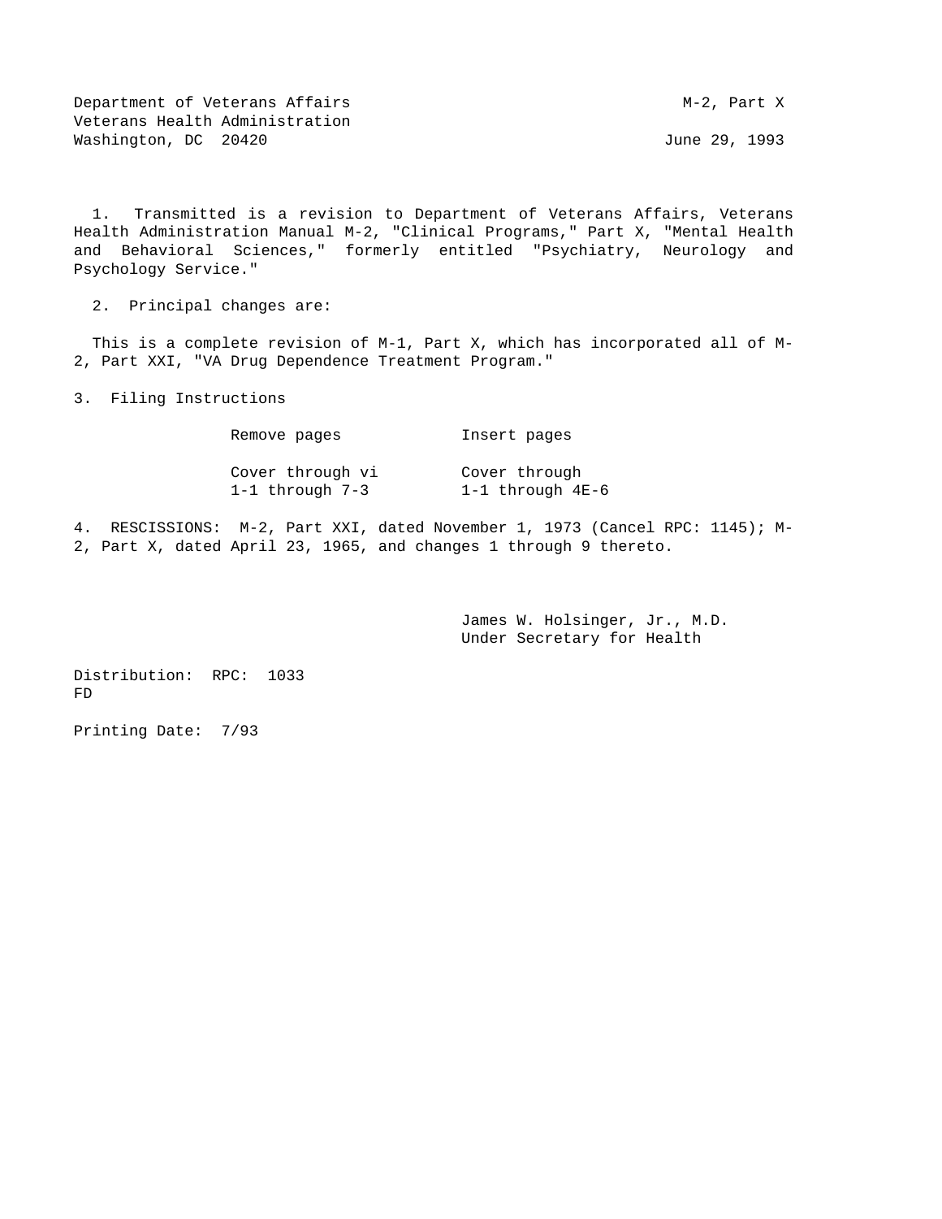Department of Veterans Affairs
Veterans Health Administration
Washington, DC 20420

M-2, Part X

June 29, 1993

1. Transmitted is a revision to Department of Veterans Affairs, Veterans Health Administration Manual M-2, "Clinical Programs," Part X, "Mental Health and Behavioral Sciences," formerly entitled "Psychiatry, Neurology and Psychology Service."

2. Principal changes are:

This is a complete revision of M-1, Part X, which has incorporated all of M-2, Part XXI, "VA Drug Dependence Treatment Program."

3. Filing Instructions

| Remove pages | Insert pages |
|---|---|
| Cover through vi | Cover through |
| 1-1 through 7-3 | 1-1 through 4E-6 |

4. RESCISSIONS: M-2, Part XXI, dated November 1, 1973 (Cancel RPC: 1145); M-2, Part X, dated April 23, 1965, and changes 1 through 9 thereto.

James W. Holsinger, Jr., M.D.
Under Secretary for Health

Distribution: RPC: 1033
FD

Printing Date: 7/93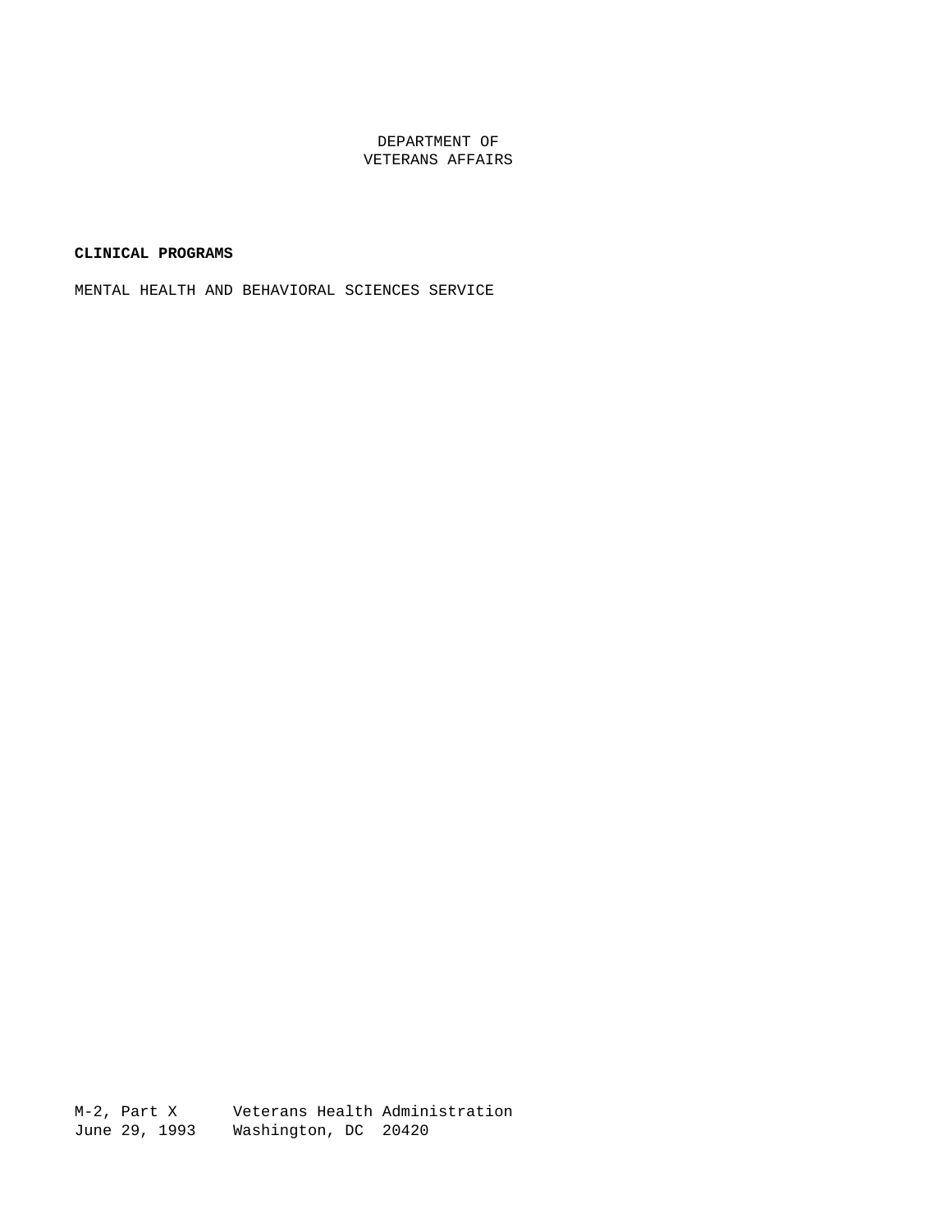DEPARTMENT OF
VETERANS AFFAIRS

**CLINICAL PROGRAMS**

MENTAL HEALTH AND BEHAVIORAL SCIENCES SERVICE

M-2, Part X Veterans Health Administration
June 29, 1993 Washington, DC 20420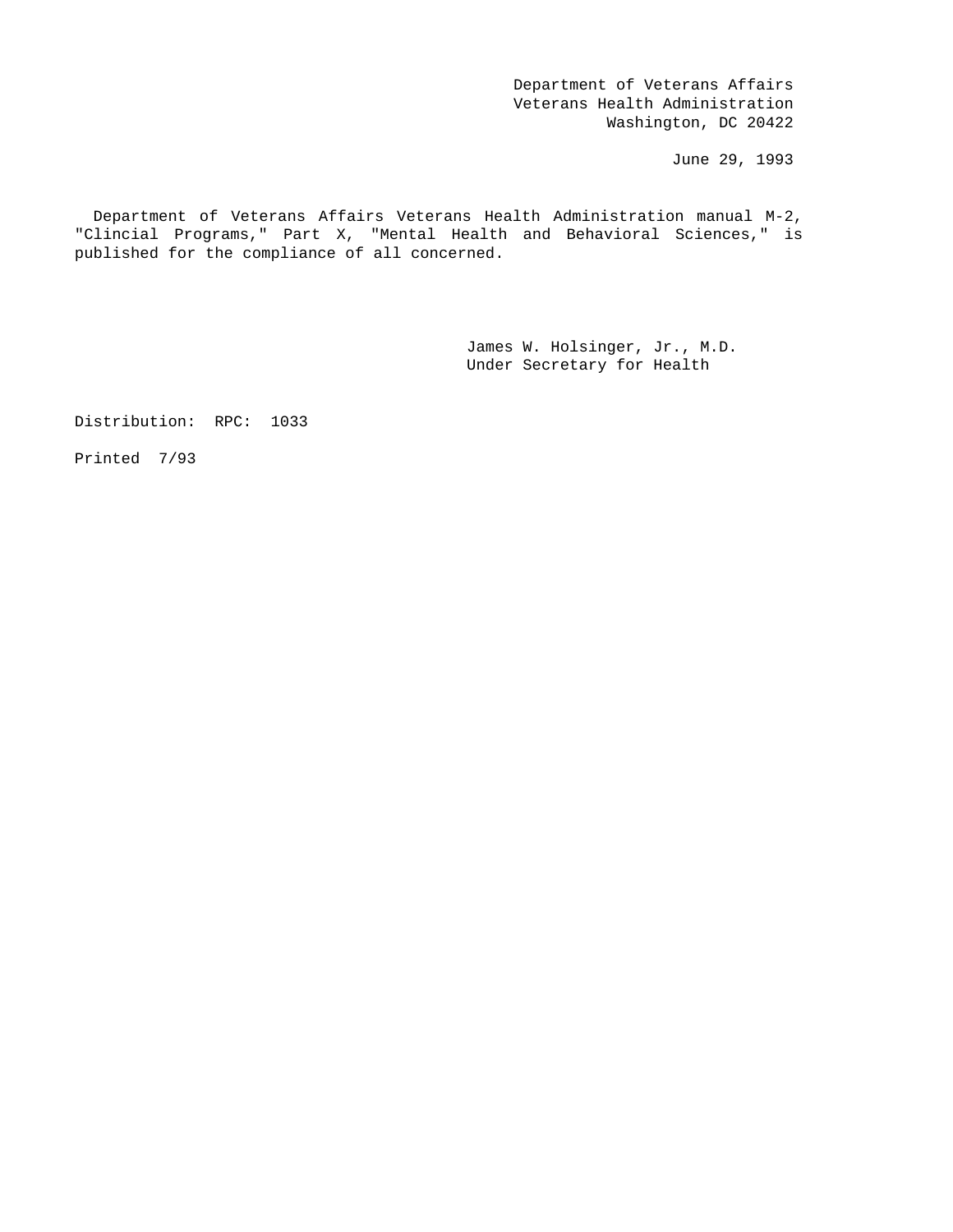Department of Veterans Affairs
Veterans Health Administration
Washington, DC 20422

June 29, 1993

Department of Veterans Affairs Veterans Health Administration manual M-2, "Clincial Programs," Part X, "Mental Health and Behavioral Sciences," is published for the compliance of all concerned.

James W. Holsinger, Jr., M.D.
Under Secretary for Health

Distribution: RPC: 1033

Printed 7/93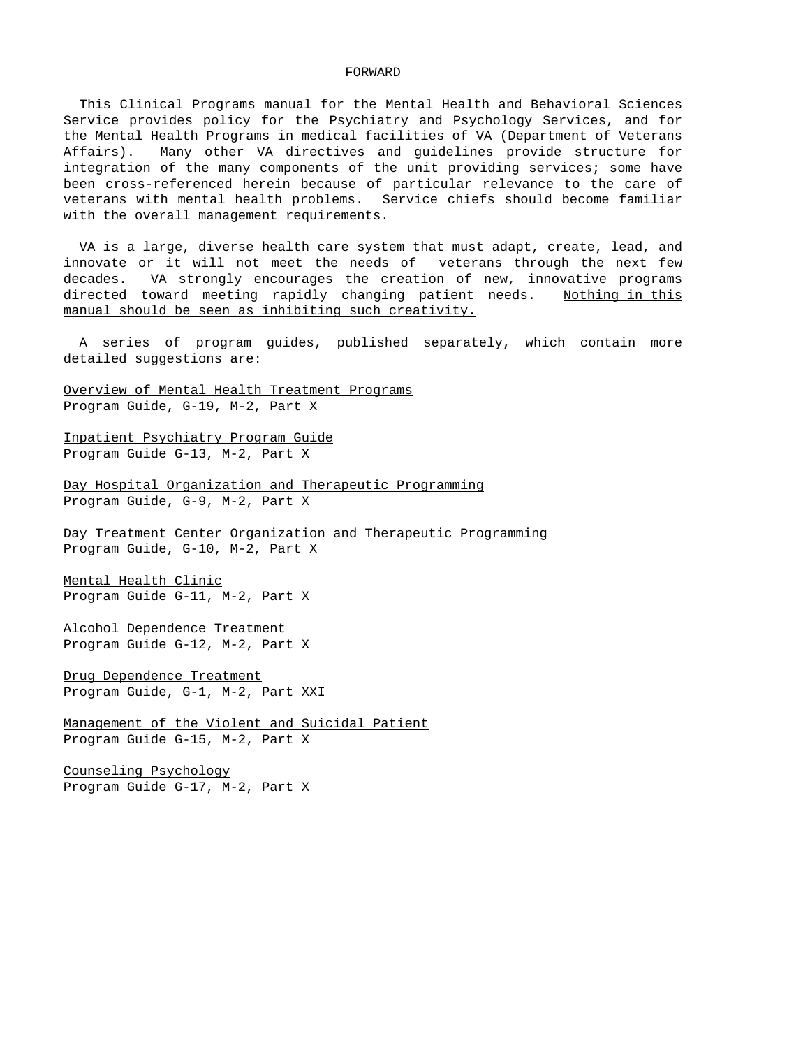# FORWARD

This Clinical Programs manual for the Mental Health and Behavioral Sciences Service provides policy for the Psychiatry and Psychology Services, and for the Mental Health Programs in medical facilities of VA (Department of Veterans Affairs). Many other VA directives and guidelines provide structure for integration of the many components of the unit providing services; some have been cross-referenced herein because of particular relevance to the care of veterans with mental health problems. Service chiefs should become familiar with the overall management requirements.

VA is a large, diverse health care system that must adapt, create, lead, and innovate or it will not meet the needs of veterans through the next few decades. VA strongly encourages the creation of new, innovative programs directed toward meeting rapidly changing patient needs. <u>Nothing in this manual should be seen as inhibiting such creativity.</u>

A series of program guides, published separately, which contain more detailed suggestions are:

<u>Overview of Mental Health Treatment Programs</u>
Program Guide, G-19, M-2, Part X

<u>Inpatient Psychiatry Program Guide</u>
Program Guide G-13, M-2, Part X

<u>Day Hospital Organization and Therapeutic Programming</u>
<u>Program Guide</u>, G-9, M-2, Part X

<u>Day Treatment Center Organization and Therapeutic Programming</u>
Program Guide, G-10, M-2, Part X

<u>Mental Health Clinic</u>
Program Guide G-11, M-2, Part X

<u>Alcohol Dependence Treatment</u>
Program Guide G-12, M-2, Part X

<u>Drug Dependence Treatment</u>
Program Guide, G-1, M-2, Part XXI

<u>Management of the Violent and Suicidal Patient</u>
Program Guide G-15, M-2, Part X

<u>Counseling Psychology</u>
Program Guide G-17, M-2, Part X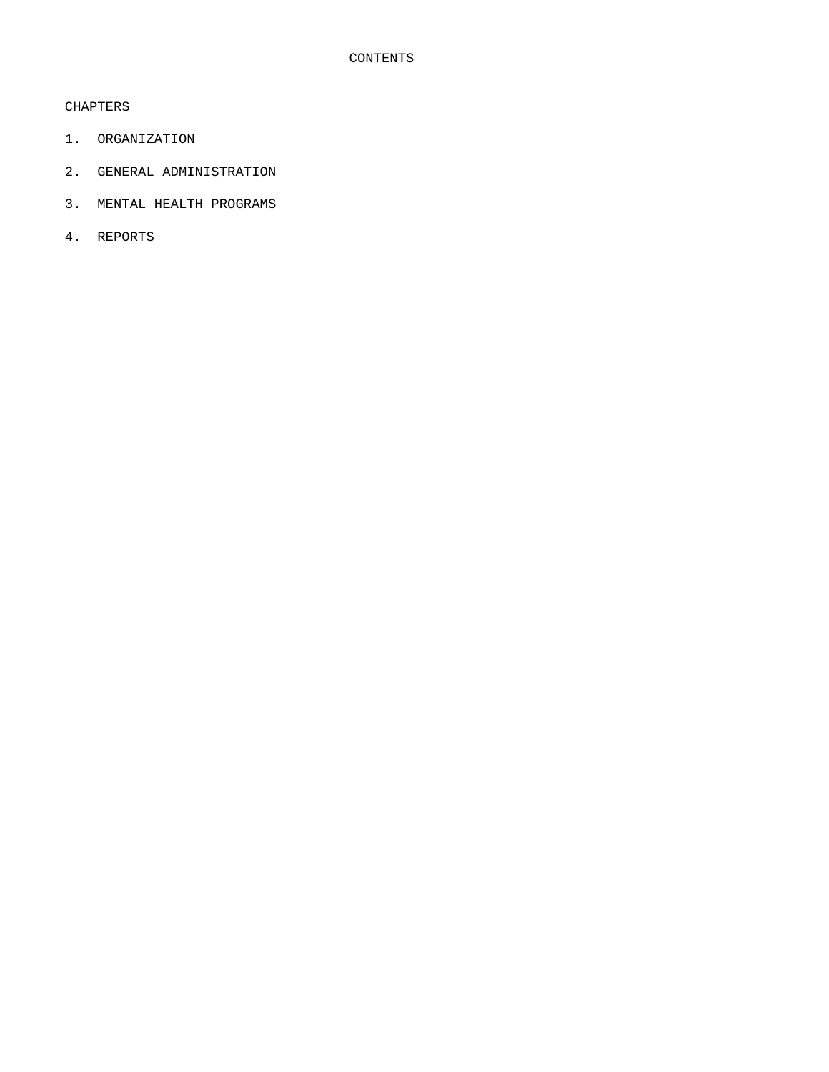# CONTENTS

CHAPTERS

1. ORGANIZATION
2. GENERAL ADMINISTRATION
3. MENTAL HEALTH PROGRAMS
4. REPORTS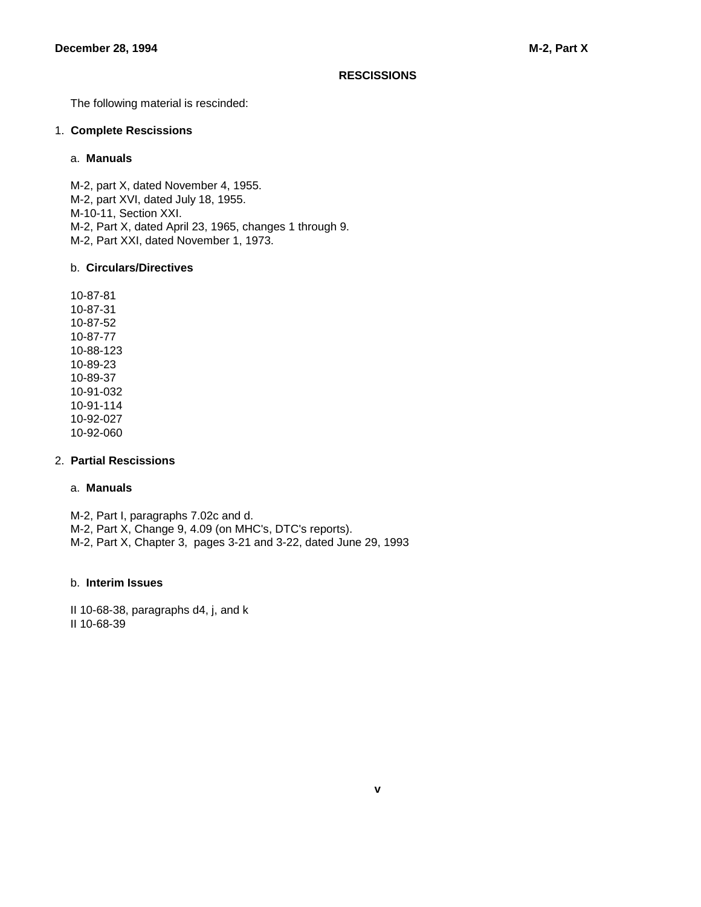# RESCISSIONS

The following material is rescinded:

## 1. Complete Rescissions

### a. Manuals

M-2, part X, dated November 4, 1955.
M-2, part XVI, dated July 18, 1955.
M-10-11, Section XXI.
M-2, Part X, dated April 23, 1965, changes 1 through 9.
M-2, Part XXI, dated November 1, 1973.

### b. Circulars/Directives

10-87-81
10-87-31
10-87-52
10-87-77
10-88-123
10-89-23
10-89-37
10-91-032
10-91-114
10-92-027
10-92-060

## 2. Partial Rescissions

### a. Manuals

M-2, Part I, paragraphs 7.02c and d.
M-2, Part X, Change 9, 4.09 (on MHC's, DTC's reports).
M-2, Part X, Chapter 3, pages 3-21 and 3-22, dated June 29, 1993

### b. Interim Issues

II 10-68-38, paragraphs d4, j, and k
II 10-68-39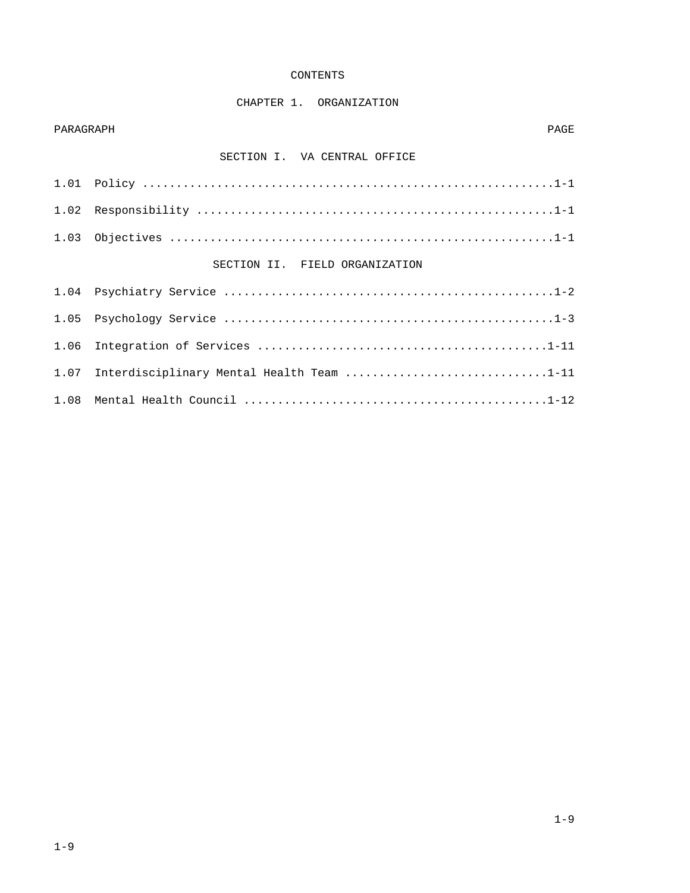# CONTENTS

## CHAPTER 1. ORGANIZATION

| PARAGRAPH | | PAGE |
|---|---|---|
| | **SECTION I. VA CENTRAL OFFICE** | |
| 1.01 | Policy | 1-1 |
| 1.02 | Responsibility | 1-1 |
| 1.03 | Objectives | 1-1 |
| | **SECTION II. FIELD ORGANIZATION** | |
| 1.04 | Psychiatry Service | 1-2 |
| 1.05 | Psychology Service | 1-3 |
| 1.06 | Integration of Services | 1-11 |
| 1.07 | Interdisciplinary Mental Health Team | 1-11 |
| 1.08 | Mental Health Council | 1-12 |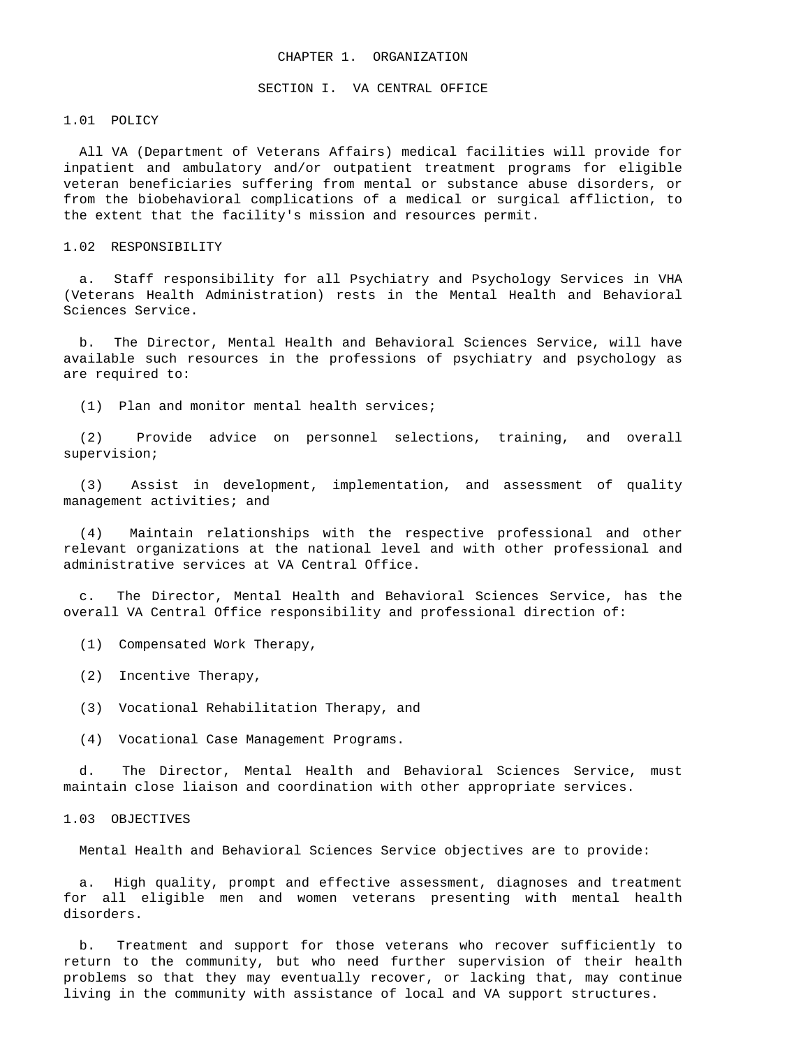# CHAPTER 1. ORGANIZATION

## SECTION I. VA CENTRAL OFFICE

### 1.01 POLICY

All VA (Department of Veterans Affairs) medical facilities will provide for inpatient and ambulatory and/or outpatient treatment programs for eligible veteran beneficiaries suffering from mental or substance abuse disorders, or from the biobehavioral complications of a medical or surgical affliction, to the extent that the facility's mission and resources permit.

### 1.02 RESPONSIBILITY

a. Staff responsibility for all Psychiatry and Psychology Services in VHA (Veterans Health Administration) rests in the Mental Health and Behavioral Sciences Service.

b. The Director, Mental Health and Behavioral Sciences Service, will have available such resources in the professions of psychiatry and psychology as are required to:

(1) Plan and monitor mental health services;

(2) Provide advice on personnel selections, training, and overall supervision;

(3) Assist in development, implementation, and assessment of quality management activities; and

(4) Maintain relationships with the respective professional and other relevant organizations at the national level and with other professional and administrative services at VA Central Office.

c. The Director, Mental Health and Behavioral Sciences Service, has the overall VA Central Office responsibility and professional direction of:

(1) Compensated Work Therapy,

(2) Incentive Therapy,

(3) Vocational Rehabilitation Therapy, and

(4) Vocational Case Management Programs.

d. The Director, Mental Health and Behavioral Sciences Service, must maintain close liaison and coordination with other appropriate services.

### 1.03 OBJECTIVES

Mental Health and Behavioral Sciences Service objectives are to provide:

a. High quality, prompt and effective assessment, diagnoses and treatment for all eligible men and women veterans presenting with mental health disorders.

b. Treatment and support for those veterans who recover sufficiently to return to the community, but who need further supervision of their health problems so that they may eventually recover, or lacking that, may continue living in the community with assistance of local and VA support structures.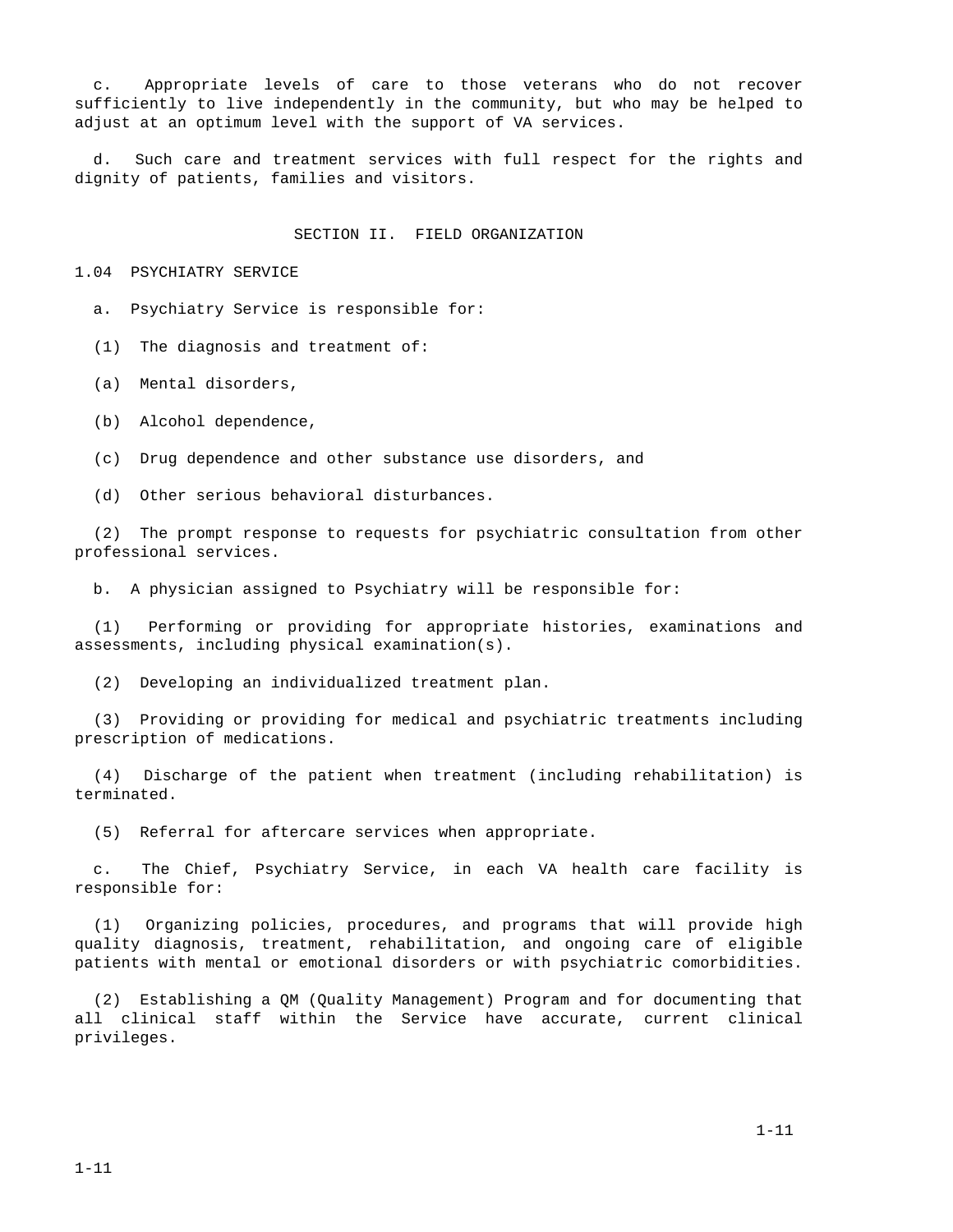c. Appropriate levels of care to those veterans who do not recover sufficiently to live independently in the community, but who may be helped to adjust at an optimum level with the support of VA services.

d. Such care and treatment services with full respect for the rights and dignity of patients, families and visitors.

## SECTION II. FIELD ORGANIZATION

### 1.04 PSYCHIATRY SERVICE

a. Psychiatry Service is responsible for:

(1) The diagnosis and treatment of:

(a) Mental disorders,

(b) Alcohol dependence,

(c) Drug dependence and other substance use disorders, and

(d) Other serious behavioral disturbances.

(2) The prompt response to requests for psychiatric consultation from other professional services.

b. A physician assigned to Psychiatry will be responsible for:

(1) Performing or providing for appropriate histories, examinations and assessments, including physical examination(s).

(2) Developing an individualized treatment plan.

(3) Providing or providing for medical and psychiatric treatments including prescription of medications.

(4) Discharge of the patient when treatment (including rehabilitation) is terminated.

(5) Referral for aftercare services when appropriate.

c. The Chief, Psychiatry Service, in each VA health care facility is responsible for:

(1) Organizing policies, procedures, and programs that will provide high quality diagnosis, treatment, rehabilitation, and ongoing care of eligible patients with mental or emotional disorders or with psychiatric comorbidities.

(2) Establishing a QM (Quality Management) Program and for documenting that all clinical staff within the Service have accurate, current clinical privileges.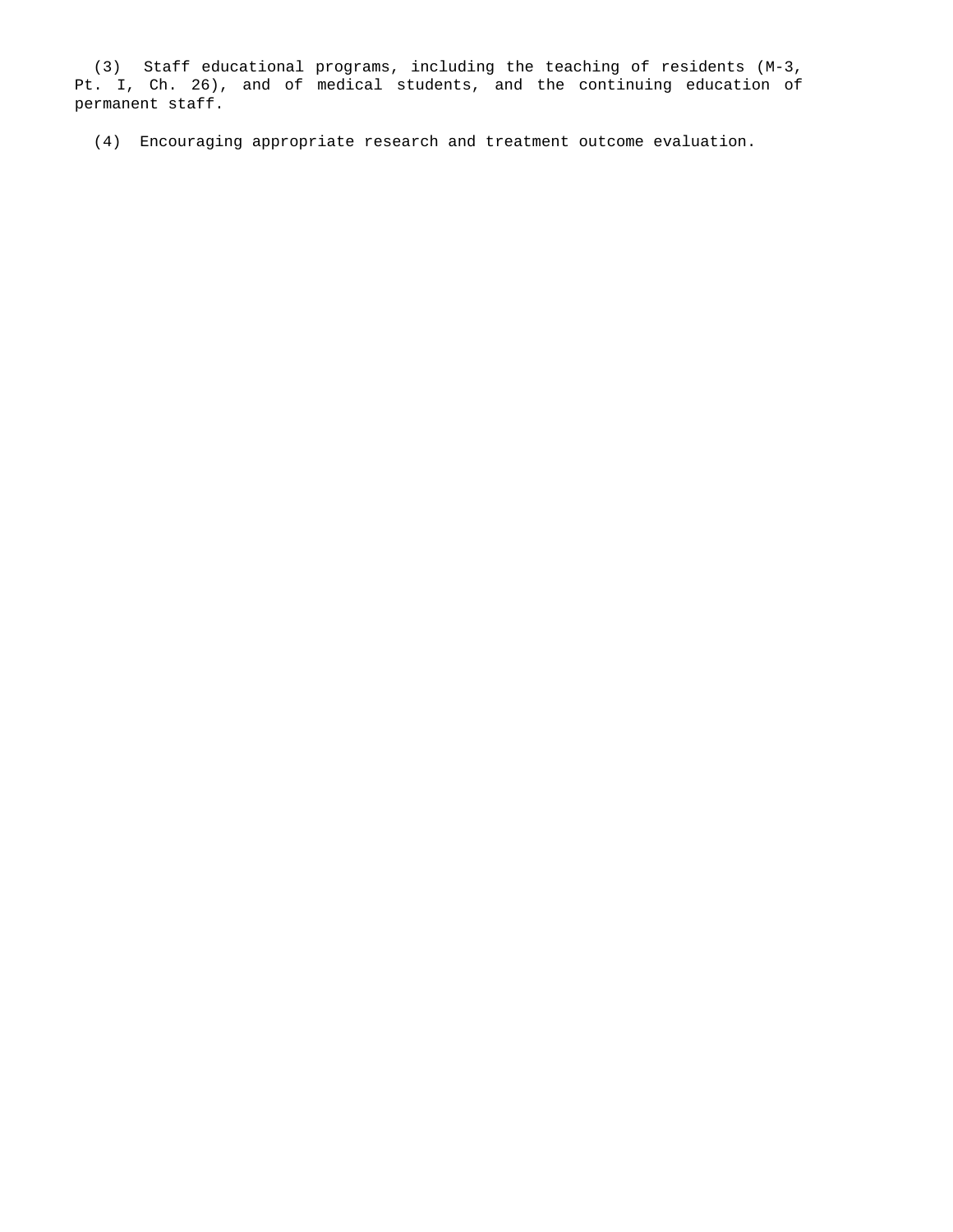(3) Staff educational programs, including the teaching of residents (M-3, Pt. I, Ch. 26), and of medical students, and the continuing education of permanent staff.

(4) Encouraging appropriate research and treatment outcome evaluation.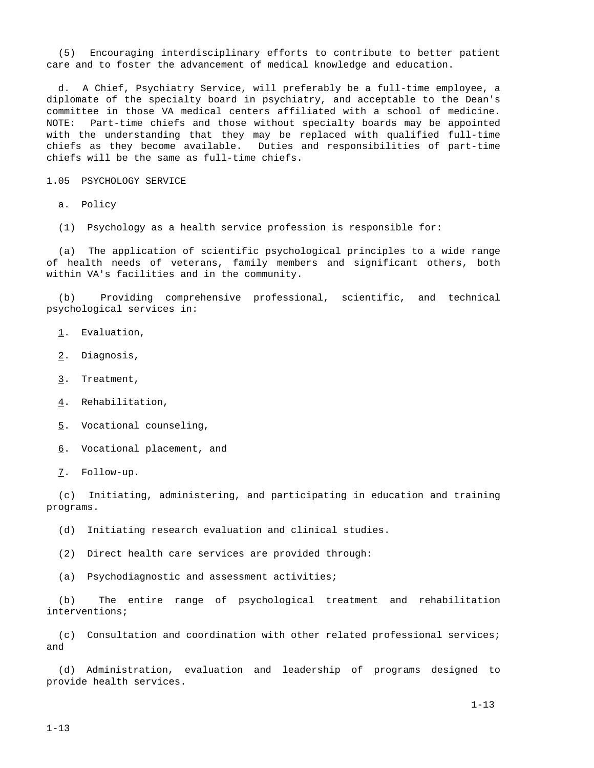(5) Encouraging interdisciplinary efforts to contribute to better patient care and to foster the advancement of medical knowledge and education.

d. A Chief, Psychiatry Service, will preferably be a full-time employee, a diplomate of the specialty board in psychiatry, and acceptable to the Dean's committee in those VA medical centers affiliated with a school of medicine. NOTE: Part-time chiefs and those without specialty boards may be appointed with the understanding that they may be replaced with qualified full-time chiefs as they become available. Duties and responsibilities of part-time chiefs will be the same as full-time chiefs.

## 1.05 PSYCHOLOGY SERVICE

a. Policy

(1) Psychology as a health service profession is responsible for:

(a) The application of scientific psychological principles to a wide range of health needs of veterans, family members and significant others, both within VA's facilities and in the community.

(b) Providing comprehensive professional, scientific, and technical psychological services in:

1. Evaluation,

2. Diagnosis,

3. Treatment,

4. Rehabilitation,

5. Vocational counseling,

6. Vocational placement, and

7. Follow-up.

(c) Initiating, administering, and participating in education and training programs.

(d) Initiating research evaluation and clinical studies.

(2) Direct health care services are provided through:

(a) Psychodiagnostic and assessment activities;

(b) The entire range of psychological treatment and rehabilitation interventions;

(c) Consultation and coordination with other related professional services; and

(d) Administration, evaluation and leadership of programs designed to provide health services.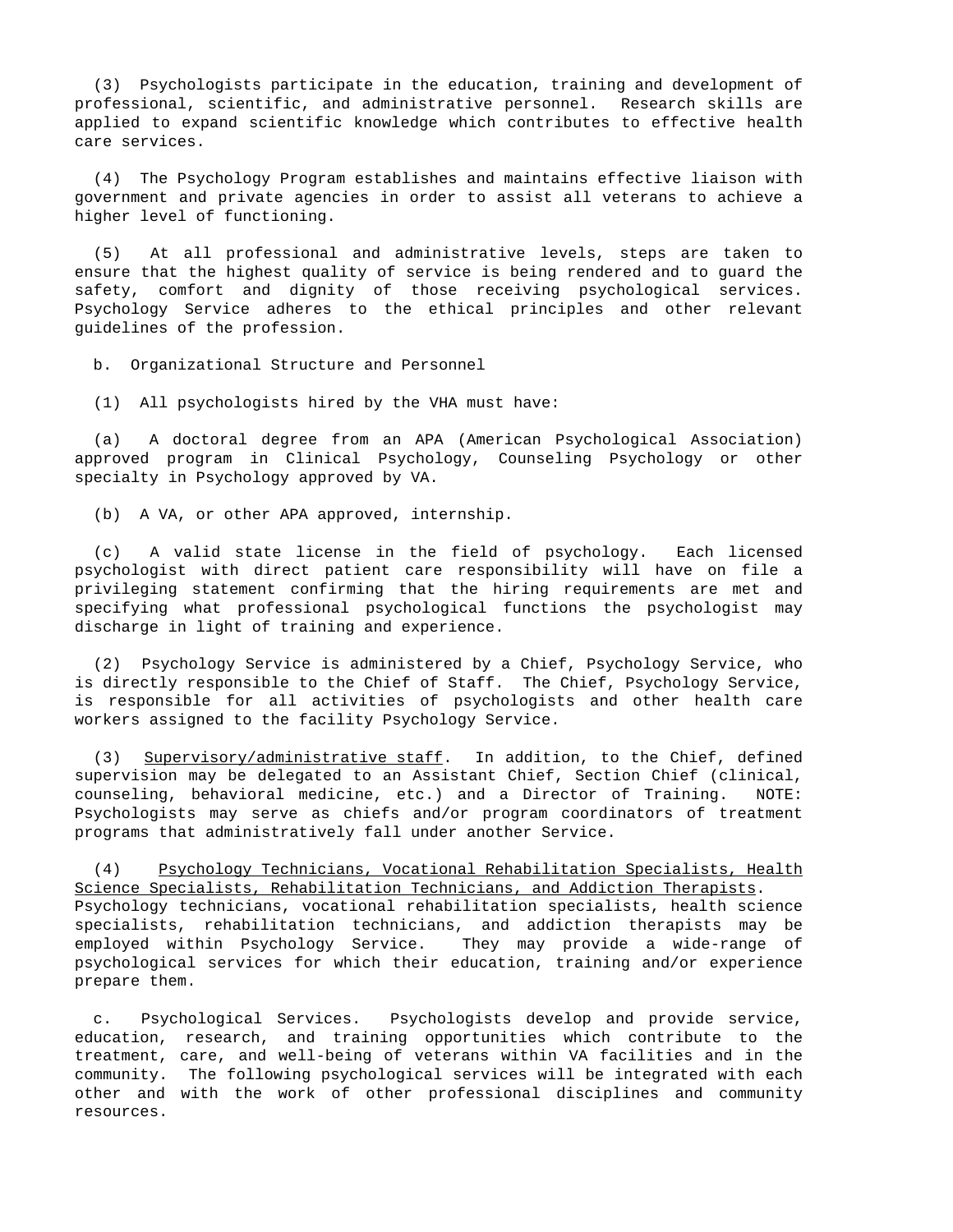(3) Psychologists participate in the education, training and development of professional, scientific, and administrative personnel. Research skills are applied to expand scientific knowledge which contributes to effective health care services.

(4) The Psychology Program establishes and maintains effective liaison with government and private agencies in order to assist all veterans to achieve a higher level of functioning.

(5) At all professional and administrative levels, steps are taken to ensure that the highest quality of service is being rendered and to guard the safety, comfort and dignity of those receiving psychological services. Psychology Service adheres to the ethical principles and other relevant guidelines of the profession.

b. Organizational Structure and Personnel

(1) All psychologists hired by the VHA must have:

(a) A doctoral degree from an APA (American Psychological Association) approved program in Clinical Psychology, Counseling Psychology or other specialty in Psychology approved by VA.

(b) A VA, or other APA approved, internship.

(c) A valid state license in the field of psychology. Each licensed psychologist with direct patient care responsibility will have on file a privileging statement confirming that the hiring requirements are met and specifying what professional psychological functions the psychologist may discharge in light of training and experience.

(2) Psychology Service is administered by a Chief, Psychology Service, who is directly responsible to the Chief of Staff. The Chief, Psychology Service, is responsible for all activities of psychologists and other health care workers assigned to the facility Psychology Service.

(3) Supervisory/administrative staff. In addition, to the Chief, defined supervision may be delegated to an Assistant Chief, Section Chief (clinical, counseling, behavioral medicine, etc.) and a Director of Training. NOTE: Psychologists may serve as chiefs and/or program coordinators of treatment programs that administratively fall under another Service.

(4) Psychology Technicians, Vocational Rehabilitation Specialists, Health Science Specialists, Rehabilitation Technicians, and Addiction Therapists. Psychology technicians, vocational rehabilitation specialists, health science specialists, rehabilitation technicians, and addiction therapists may be employed within Psychology Service. They may provide a wide-range of psychological services for which their education, training and/or experience prepare them.

c. Psychological Services. Psychologists develop and provide service, education, research, and training opportunities which contribute to the treatment, care, and well-being of veterans within VA facilities and in the community. The following psychological services will be integrated with each other and with the work of other professional disciplines and community resources.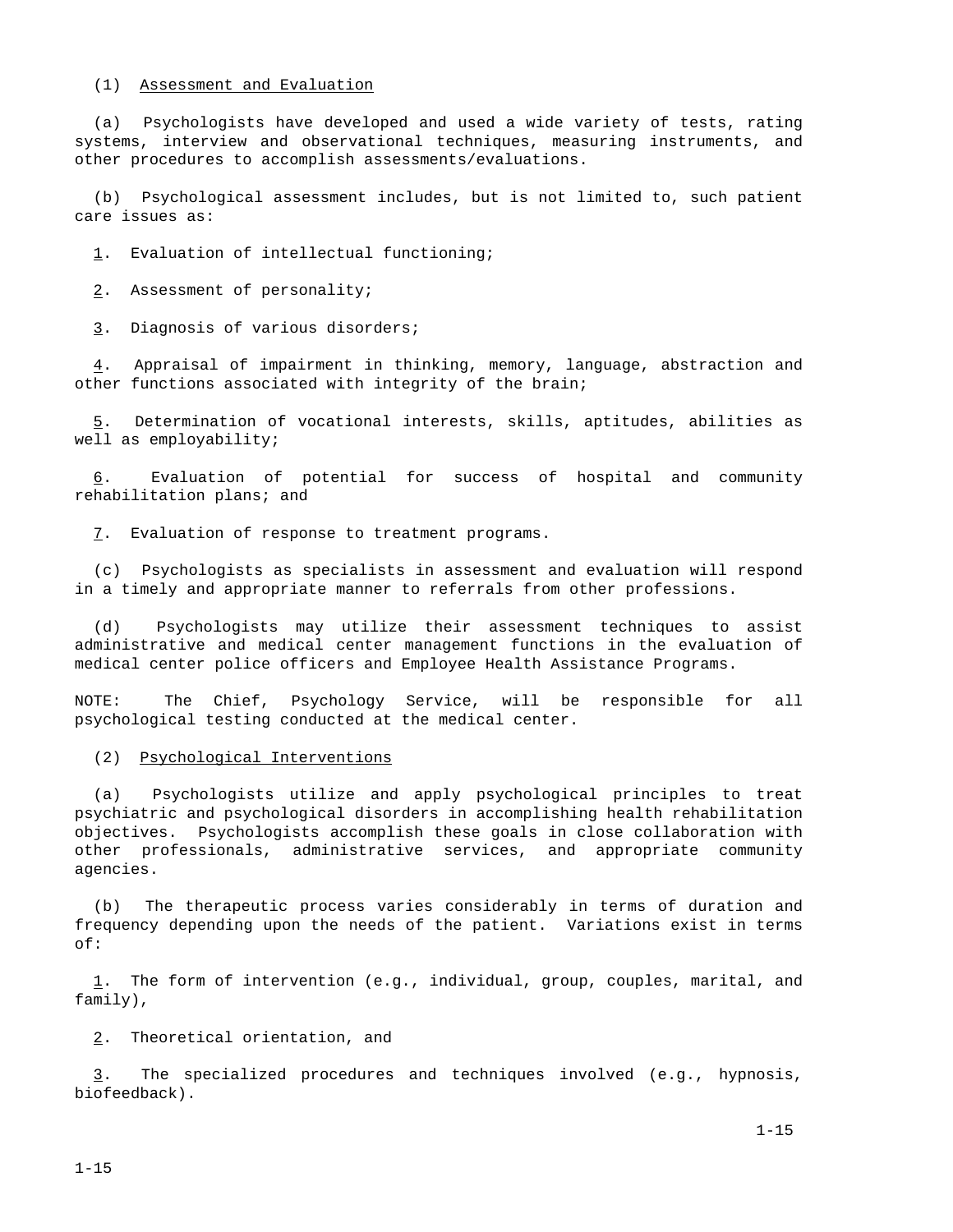(1) <u>Assessment and Evaluation</u>

(a) Psychologists have developed and used a wide variety of tests, rating systems, interview and observational techniques, measuring instruments, and other procedures to accomplish assessments/evaluations.

(b) Psychological assessment includes, but is not limited to, such patient care issues as:

<u>1</u>. Evaluation of intellectual functioning;

<u>2</u>. Assessment of personality;

<u>3</u>. Diagnosis of various disorders;

<u>4</u>. Appraisal of impairment in thinking, memory, language, abstraction and other functions associated with integrity of the brain;

<u>5</u>. Determination of vocational interests, skills, aptitudes, abilities as well as employability;

<u>6</u>. Evaluation of potential for success of hospital and community rehabilitation plans; and

<u>7</u>. Evaluation of response to treatment programs.

(c) Psychologists as specialists in assessment and evaluation will respond in a timely and appropriate manner to referrals from other professions.

(d) Psychologists may utilize their assessment techniques to assist administrative and medical center management functions in the evaluation of medical center police officers and Employee Health Assistance Programs.

NOTE: The Chief, Psychology Service, will be responsible for all psychological testing conducted at the medical center.

(2) <u>Psychological Interventions</u>

(a) Psychologists utilize and apply psychological principles to treat psychiatric and psychological disorders in accomplishing health rehabilitation objectives. Psychologists accomplish these goals in close collaboration with other professionals, administrative services, and appropriate community agencies.

(b) The therapeutic process varies considerably in terms of duration and frequency depending upon the needs of the patient. Variations exist in terms of:

<u>1</u>. The form of intervention (e.g., individual, group, couples, marital, and family),

<u>2</u>. Theoretical orientation, and

<u>3</u>. The specialized procedures and techniques involved (e.g., hypnosis, biofeedback).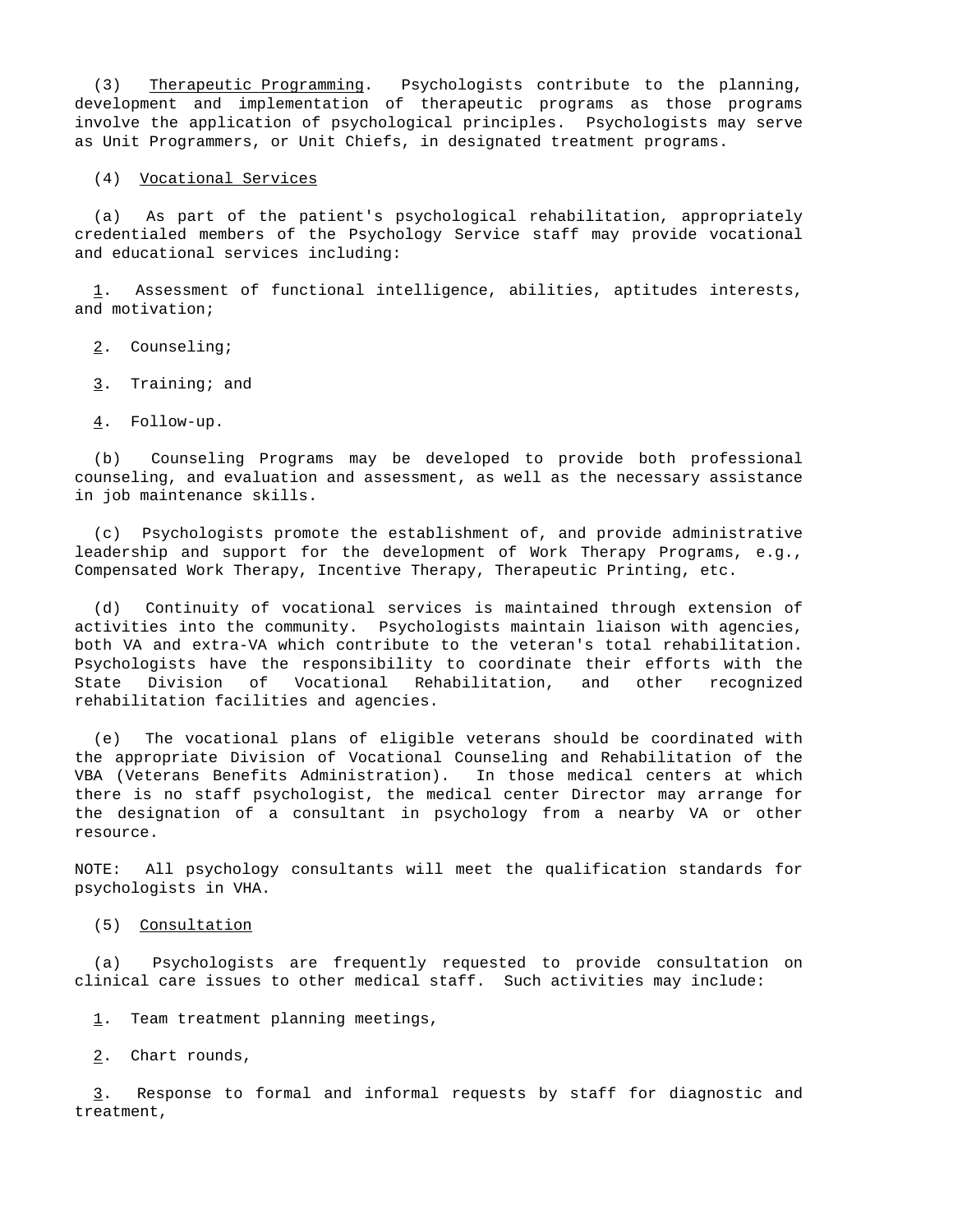(3) Therapeutic Programming. Psychologists contribute to the planning, development and implementation of therapeutic programs as those programs involve the application of psychological principles. Psychologists may serve as Unit Programmers, or Unit Chiefs, in designated treatment programs.

(4) Vocational Services

(a) As part of the patient's psychological rehabilitation, appropriately credentialed members of the Psychology Service staff may provide vocational and educational services including:

1. Assessment of functional intelligence, abilities, aptitudes interests, and motivation;

2. Counseling;

3. Training; and

4. Follow-up.

(b) Counseling Programs may be developed to provide both professional counseling, and evaluation and assessment, as well as the necessary assistance in job maintenance skills.

(c) Psychologists promote the establishment of, and provide administrative leadership and support for the development of Work Therapy Programs, e.g., Compensated Work Therapy, Incentive Therapy, Therapeutic Printing, etc.

(d) Continuity of vocational services is maintained through extension of activities into the community. Psychologists maintain liaison with agencies, both VA and extra-VA which contribute to the veteran's total rehabilitation. Psychologists have the responsibility to coordinate their efforts with the State Division of Vocational Rehabilitation, and other recognized rehabilitation facilities and agencies.

(e) The vocational plans of eligible veterans should be coordinated with the appropriate Division of Vocational Counseling and Rehabilitation of the VBA (Veterans Benefits Administration). In those medical centers at which there is no staff psychologist, the medical center Director may arrange for the designation of a consultant in psychology from a nearby VA or other resource.

NOTE: All psychology consultants will meet the qualification standards for psychologists in VHA.

(5) Consultation

(a) Psychologists are frequently requested to provide consultation on clinical care issues to other medical staff. Such activities may include:

1. Team treatment planning meetings,

2. Chart rounds,

3. Response to formal and informal requests by staff for diagnostic and treatment,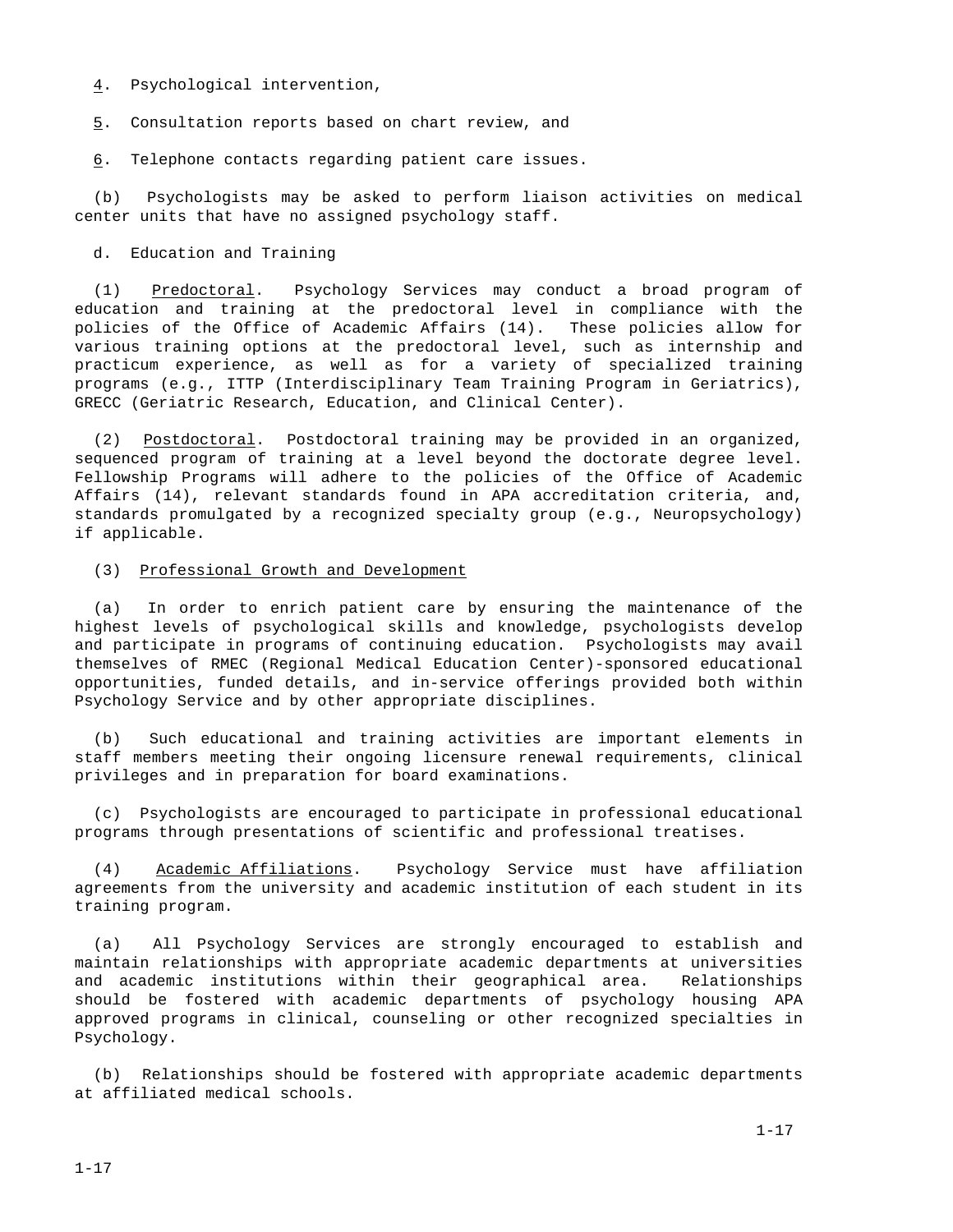4. Psychological intervention,

5. Consultation reports based on chart review, and

6. Telephone contacts regarding patient care issues.

(b) Psychologists may be asked to perform liaison activities on medical center units that have no assigned psychology staff.

d. Education and Training

(1) Predoctoral. Psychology Services may conduct a broad program of education and training at the predoctoral level in compliance with the policies of the Office of Academic Affairs (14). These policies allow for various training options at the predoctoral level, such as internship and practicum experience, as well as for a variety of specialized training programs (e.g., ITTP (Interdisciplinary Team Training Program in Geriatrics), GRECC (Geriatric Research, Education, and Clinical Center).

(2) Postdoctoral. Postdoctoral training may be provided in an organized, sequenced program of training at a level beyond the doctorate degree level. Fellowship Programs will adhere to the policies of the Office of Academic Affairs (14), relevant standards found in APA accreditation criteria, and, standards promulgated by a recognized specialty group (e.g., Neuropsychology) if applicable.

(3) Professional Growth and Development

(a) In order to enrich patient care by ensuring the maintenance of the highest levels of psychological skills and knowledge, psychologists develop and participate in programs of continuing education. Psychologists may avail themselves of RMEC (Regional Medical Education Center)-sponsored educational opportunities, funded details, and in-service offerings provided both within Psychology Service and by other appropriate disciplines.

(b) Such educational and training activities are important elements in staff members meeting their ongoing licensure renewal requirements, clinical privileges and in preparation for board examinations.

(c) Psychologists are encouraged to participate in professional educational programs through presentations of scientific and professional treatises.

(4) Academic Affiliations. Psychology Service must have affiliation agreements from the university and academic institution of each student in its training program.

(a) All Psychology Services are strongly encouraged to establish and maintain relationships with appropriate academic departments at universities and academic institutions within their geographical area. Relationships should be fostered with academic departments of psychology housing APA approved programs in clinical, counseling or other recognized specialties in Psychology.

(b) Relationships should be fostered with appropriate academic departments at affiliated medical schools.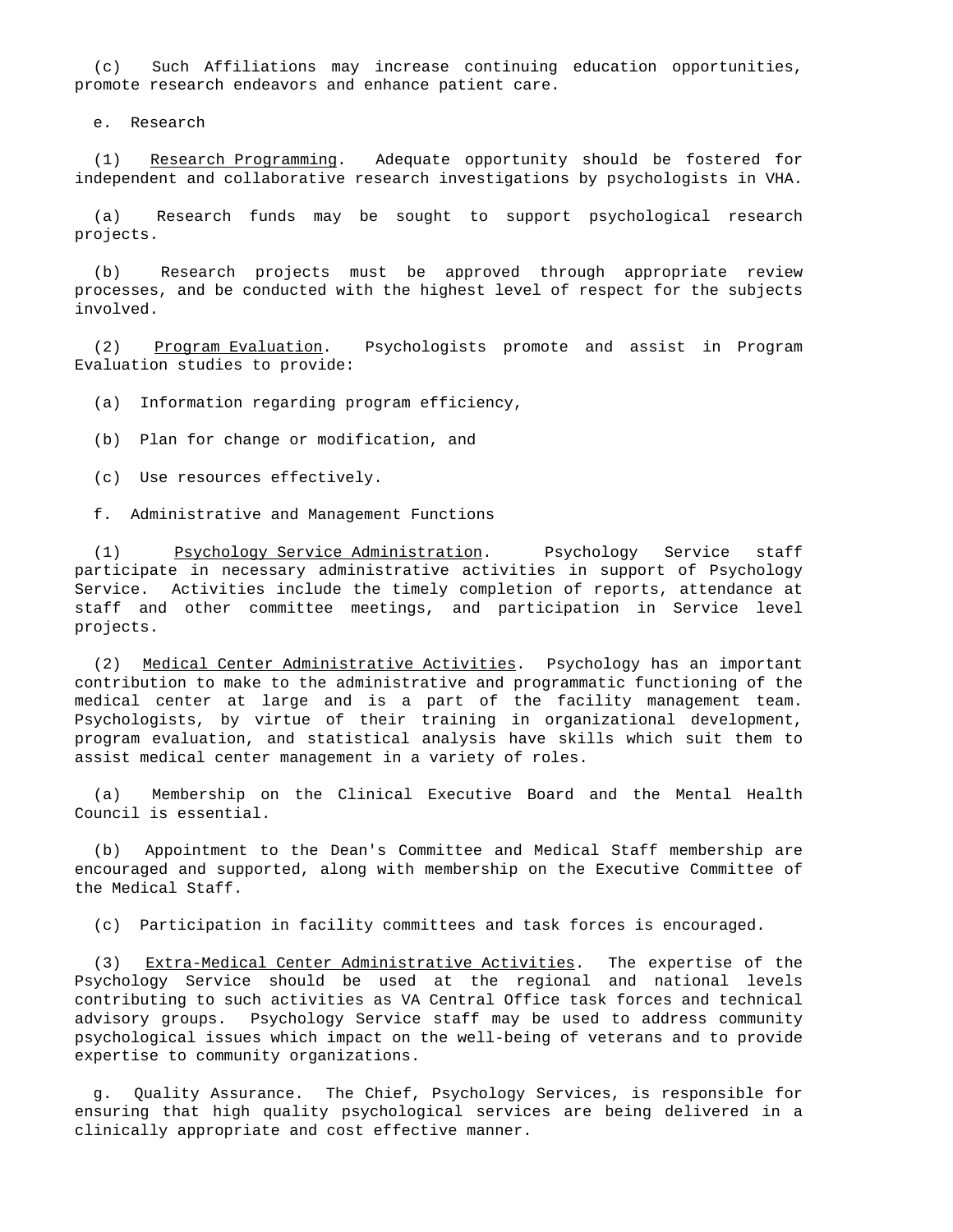(c) Such Affiliations may increase continuing education opportunities, promote research endeavors and enhance patient care.

e. Research

(1) Research Programming. Adequate opportunity should be fostered for independent and collaborative research investigations by psychologists in VHA.

(a) Research funds may be sought to support psychological research projects.

(b) Research projects must be approved through appropriate review processes, and be conducted with the highest level of respect for the subjects involved.

(2) Program Evaluation. Psychologists promote and assist in Program Evaluation studies to provide:

(a) Information regarding program efficiency,

(b) Plan for change or modification, and

(c) Use resources effectively.

f. Administrative and Management Functions

(1) Psychology Service Administration. Psychology Service staff participate in necessary administrative activities in support of Psychology Service. Activities include the timely completion of reports, attendance at staff and other committee meetings, and participation in Service level projects.

(2) Medical Center Administrative Activities. Psychology has an important contribution to make to the administrative and programmatic functioning of the medical center at large and is a part of the facility management team. Psychologists, by virtue of their training in organizational development, program evaluation, and statistical analysis have skills which suit them to assist medical center management in a variety of roles.

(a) Membership on the Clinical Executive Board and the Mental Health Council is essential.

(b) Appointment to the Dean's Committee and Medical Staff membership are encouraged and supported, along with membership on the Executive Committee of the Medical Staff.

(c) Participation in facility committees and task forces is encouraged.

(3) Extra-Medical Center Administrative Activities. The expertise of the Psychology Service should be used at the regional and national levels contributing to such activities as VA Central Office task forces and technical advisory groups. Psychology Service staff may be used to address community psychological issues which impact on the well-being of veterans and to provide expertise to community organizations.

g. Quality Assurance. The Chief, Psychology Services, is responsible for ensuring that high quality psychological services are being delivered in a clinically appropriate and cost effective manner.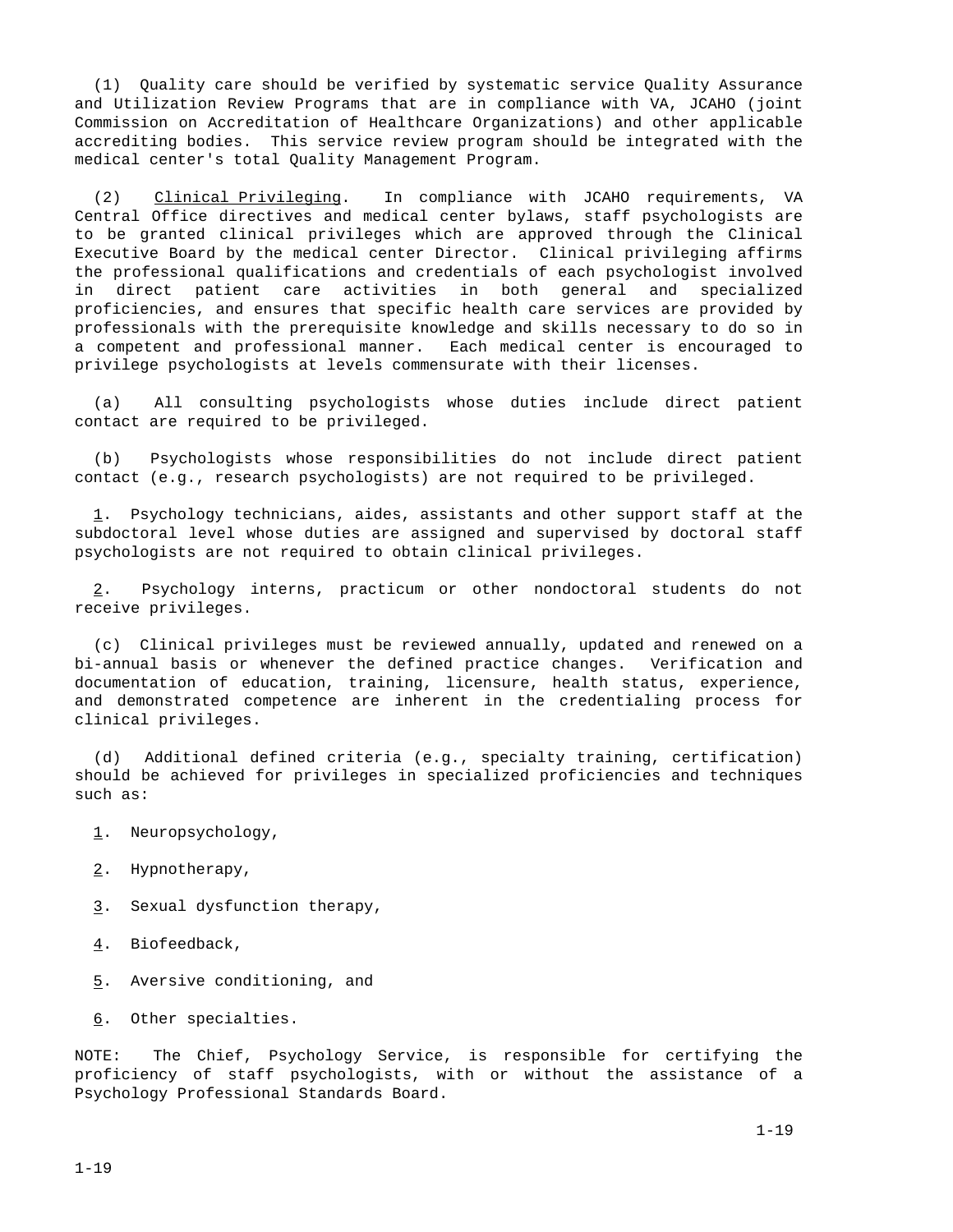(1)  Quality care should be verified by systematic service Quality Assurance and Utilization Review Programs that are in compliance with VA, JCAHO (joint Commission on Accreditation of Healthcare Organizations) and other applicable accrediting bodies.  This service review program should be integrated with the medical center's total Quality Management Program.

(2)  Clinical Privileging.  In compliance with JCAHO requirements, VA Central Office directives and medical center bylaws, staff psychologists are to be granted clinical privileges which are approved through the Clinical Executive Board by the medical center Director.  Clinical privileging affirms the professional qualifications and credentials of each psychologist involved in direct patient care activities in both general and specialized proficiencies, and ensures that specific health care services are provided by professionals with the prerequisite knowledge and skills necessary to do so in a competent and professional manner.  Each medical center is encouraged to privilege psychologists at levels commensurate with their licenses.

(a)  All consulting psychologists whose duties include direct patient contact are required to be privileged.

(b)  Psychologists whose responsibilities do not include direct patient contact (e.g., research psychologists) are not required to be privileged.

1.  Psychology technicians, aides, assistants and other support staff at the subdoctoral level whose duties are assigned and supervised by doctoral staff psychologists are not required to obtain clinical privileges.

2.  Psychology interns, practicum or other nondoctoral students do not receive privileges.

(c)  Clinical privileges must be reviewed annually, updated and renewed on a bi-annual basis or whenever the defined practice changes.  Verification and documentation of education, training, licensure, health status, experience, and demonstrated competence are inherent in the credentialing process for clinical privileges.

(d)  Additional defined criteria (e.g., specialty training, certification) should be achieved for privileges in specialized proficiencies and techniques such as:

1.  Neuropsychology,

2.  Hypnotherapy,

3.  Sexual dysfunction therapy,

4.  Biofeedback,

5.  Aversive conditioning, and

6.  Other specialties.

NOTE:  The Chief, Psychology Service, is responsible for certifying the proficiency of staff psychologists, with or without the assistance of a Psychology Professional Standards Board.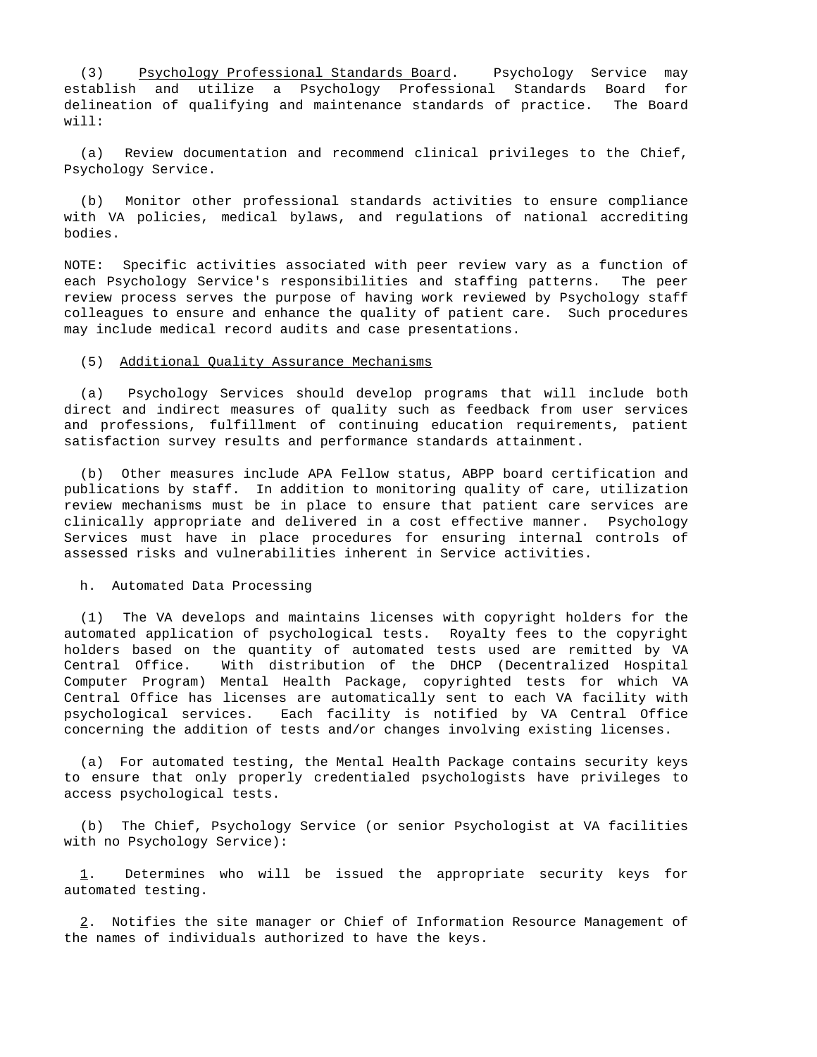(3) <u>Psychology Professional Standards Board</u>. Psychology Service may establish and utilize a Psychology Professional Standards Board for delineation of qualifying and maintenance standards of practice. The Board will:

(a) Review documentation and recommend clinical privileges to the Chief, Psychology Service.

(b) Monitor other professional standards activities to ensure compliance with VA policies, medical bylaws, and regulations of national accrediting bodies.

NOTE: Specific activities associated with peer review vary as a function of each Psychology Service's responsibilities and staffing patterns. The peer review process serves the purpose of having work reviewed by Psychology staff colleagues to ensure and enhance the quality of patient care. Such procedures may include medical record audits and case presentations.

(5) <u>Additional Quality Assurance Mechanisms</u>

(a) Psychology Services should develop programs that will include both direct and indirect measures of quality such as feedback from user services and professions, fulfillment of continuing education requirements, patient satisfaction survey results and performance standards attainment.

(b) Other measures include APA Fellow status, ABPP board certification and publications by staff. In addition to monitoring quality of care, utilization review mechanisms must be in place to ensure that patient care services are clinically appropriate and delivered in a cost effective manner. Psychology Services must have in place procedures for ensuring internal controls of assessed risks and vulnerabilities inherent in Service activities.

h. Automated Data Processing

(1) The VA develops and maintains licenses with copyright holders for the automated application of psychological tests. Royalty fees to the copyright holders based on the quantity of automated tests used are remitted by VA Central Office. With distribution of the DHCP (Decentralized Hospital Computer Program) Mental Health Package, copyrighted tests for which VA Central Office has licenses are automatically sent to each VA facility with psychological services. Each facility is notified by VA Central Office concerning the addition of tests and/or changes involving existing licenses.

(a) For automated testing, the Mental Health Package contains security keys to ensure that only properly credentialed psychologists have privileges to access psychological tests.

(b) The Chief, Psychology Service (or senior Psychologist at VA facilities with no Psychology Service):

<u>1</u>. Determines who will be issued the appropriate security keys for automated testing.

<u>2</u>. Notifies the site manager or Chief of Information Resource Management of the names of individuals authorized to have the keys.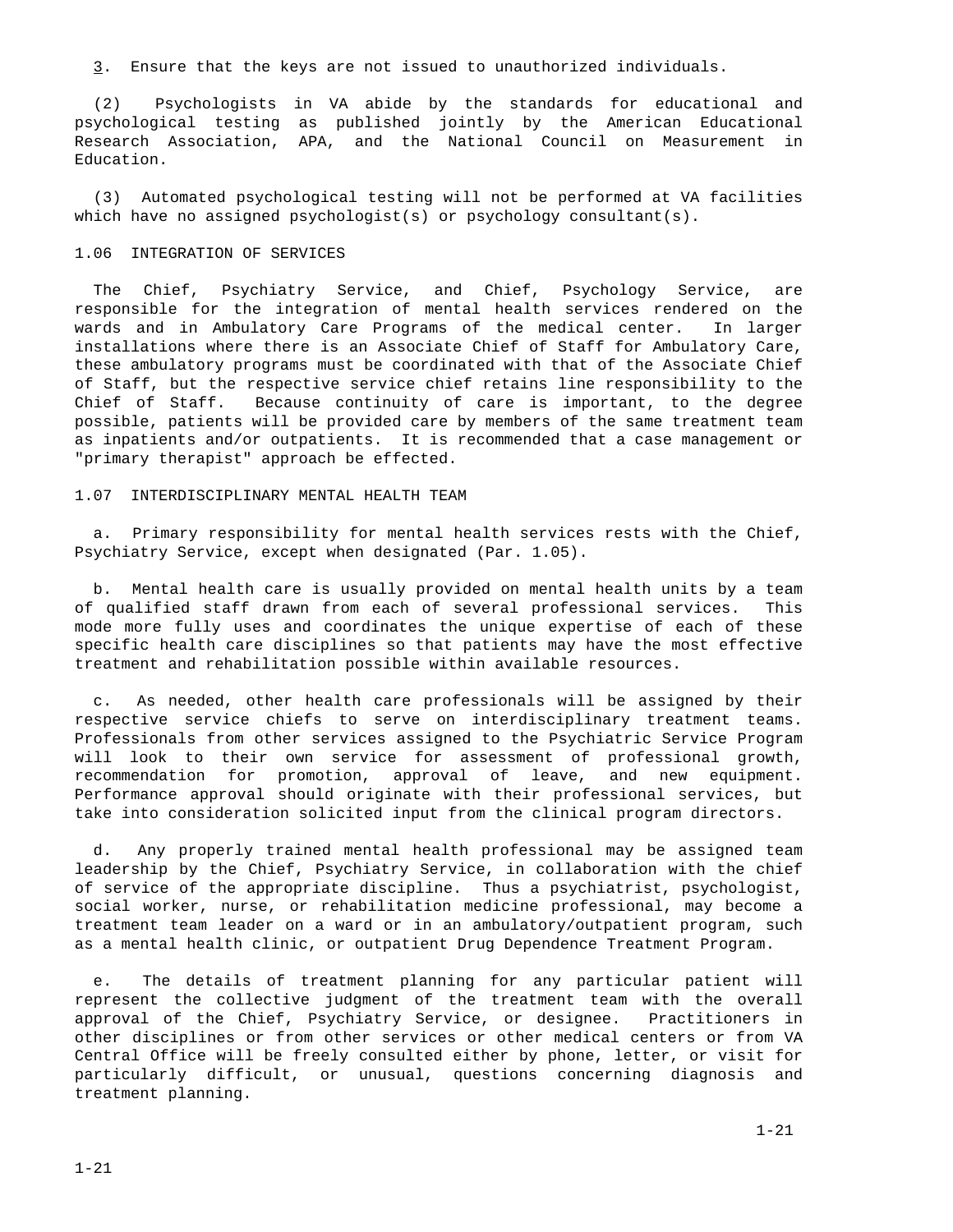3. Ensure that the keys are not issued to unauthorized individuals.

(2) Psychologists in VA abide by the standards for educational and psychological testing as published jointly by the American Educational Research Association, APA, and the National Council on Measurement in Education.

(3) Automated psychological testing will not be performed at VA facilities which have no assigned psychologist(s) or psychology consultant(s).

1.06 INTEGRATION OF SERVICES

The Chief, Psychiatry Service, and Chief, Psychology Service, are responsible for the integration of mental health services rendered on the wards and in Ambulatory Care Programs of the medical center. In larger installations where there is an Associate Chief of Staff for Ambulatory Care, these ambulatory programs must be coordinated with that of the Associate Chief of Staff, but the respective service chief retains line responsibility to the Chief of Staff. Because continuity of care is important, to the degree possible, patients will be provided care by members of the same treatment team as inpatients and/or outpatients. It is recommended that a case management or "primary therapist" approach be effected.

1.07 INTERDISCIPLINARY MENTAL HEALTH TEAM

a. Primary responsibility for mental health services rests with the Chief, Psychiatry Service, except when designated (Par. 1.05).

b. Mental health care is usually provided on mental health units by a team of qualified staff drawn from each of several professional services. This mode more fully uses and coordinates the unique expertise of each of these specific health care disciplines so that patients may have the most effective treatment and rehabilitation possible within available resources.

c. As needed, other health care professionals will be assigned by their respective service chiefs to serve on interdisciplinary treatment teams. Professionals from other services assigned to the Psychiatric Service Program will look to their own service for assessment of professional growth, recommendation for promotion, approval of leave, and new equipment. Performance approval should originate with their professional services, but take into consideration solicited input from the clinical program directors.

d. Any properly trained mental health professional may be assigned team leadership by the Chief, Psychiatry Service, in collaboration with the chief of service of the appropriate discipline. Thus a psychiatrist, psychologist, social worker, nurse, or rehabilitation medicine professional, may become a treatment team leader on a ward or in an ambulatory/outpatient program, such as a mental health clinic, or outpatient Drug Dependence Treatment Program.

e. The details of treatment planning for any particular patient will represent the collective judgment of the treatment team with the overall approval of the Chief, Psychiatry Service, or designee. Practitioners in other disciplines or from other services or other medical centers or from VA Central Office will be freely consulted either by phone, letter, or visit for particularly difficult, or unusual, questions concerning diagnosis and treatment planning.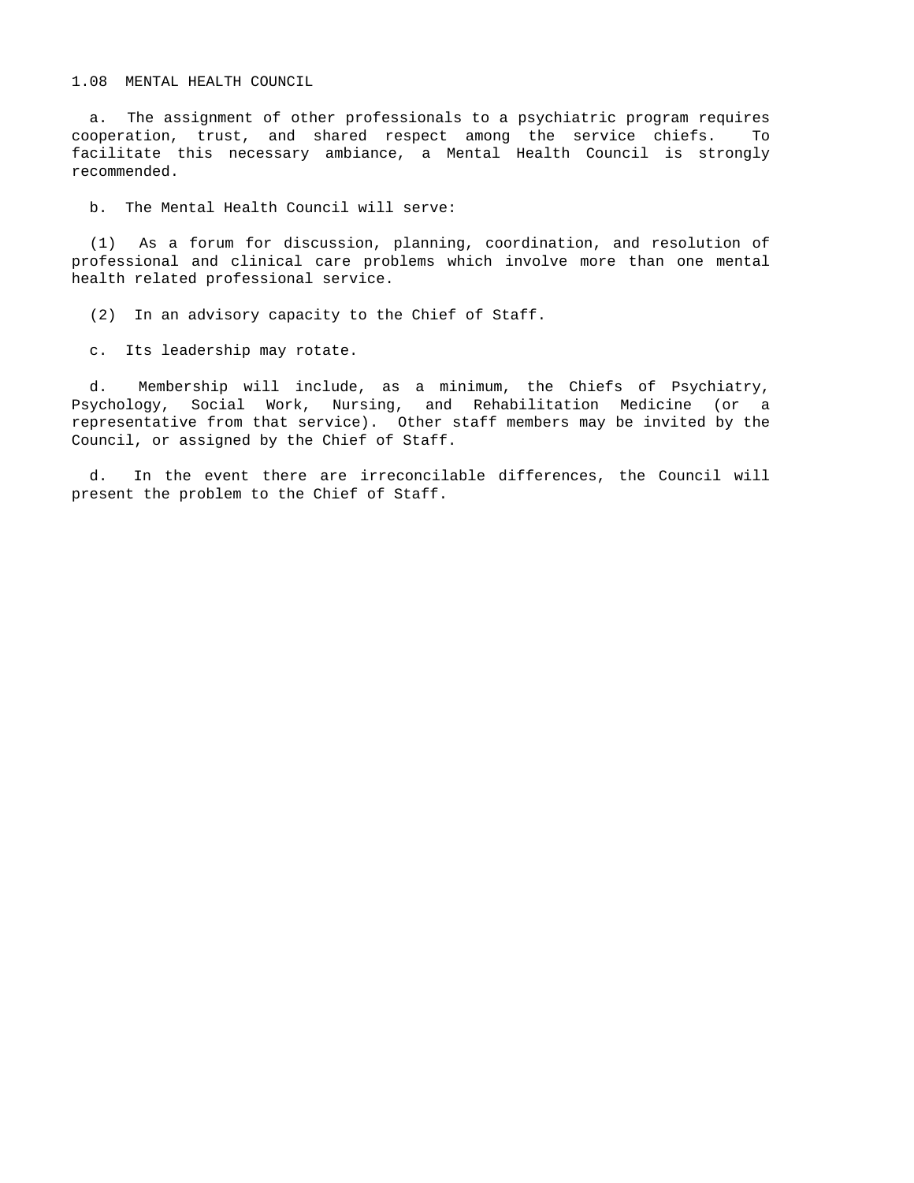## 1.08 MENTAL HEALTH COUNCIL

a. The assignment of other professionals to a psychiatric program requires cooperation, trust, and shared respect among the service chiefs. To facilitate this necessary ambiance, a Mental Health Council is strongly recommended.

b. The Mental Health Council will serve:

(1) As a forum for discussion, planning, coordination, and resolution of professional and clinical care problems which involve more than one mental health related professional service.

(2) In an advisory capacity to the Chief of Staff.

c. Its leadership may rotate.

d. Membership will include, as a minimum, the Chiefs of Psychiatry, Psychology, Social Work, Nursing, and Rehabilitation Medicine (or a representative from that service). Other staff members may be invited by the Council, or assigned by the Chief of Staff.

d. In the event there are irreconcilable differences, the Council will present the problem to the Chief of Staff.